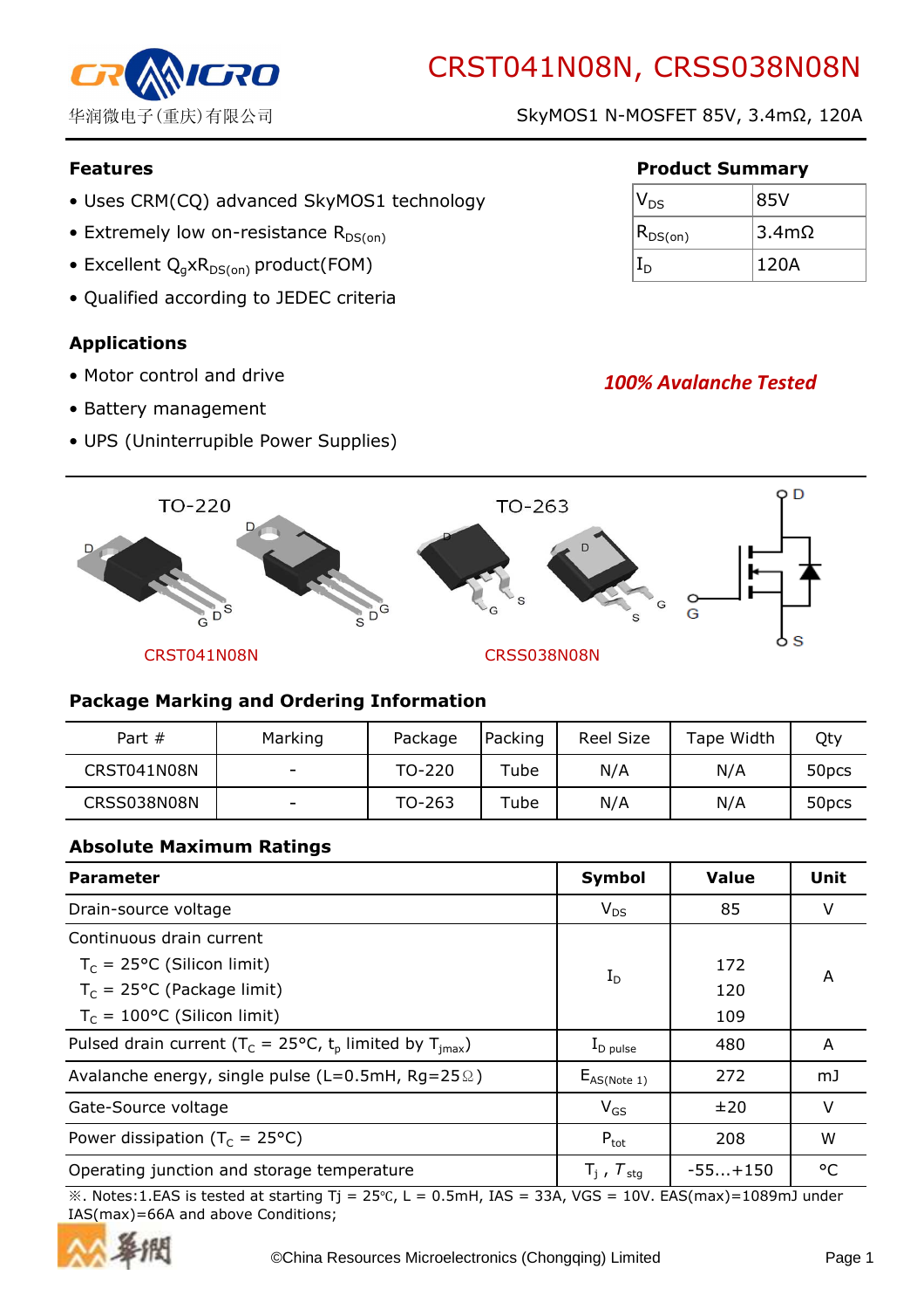# CRST041N08N, CRSS038N08N

华润微电子(重庆)有限公司

SkyMOS1 N-MOSFET 85V, 3.4mΩ, 120A

## Features

- Uses CRM(CQ) advanced SkyMOS1 technology
- Extremely low on-resistance $R_{DS(on)}$
- Excellent $Q_g$x$R_{DS(on)}$ product(FOM)
- Qualified according to JEDEC criteria

## Product Summary

| | |
|---|---|
| $V_{DS}$ | 85V |
| $R_{DS(on)}$ | 3.4mΩ |
| $I_D$ | 120A |

## Applications

- Motor control and drive
- Battery management
- UPS (Uninterrupible Power Supplies)

***100% Avalanche Tested***

TO-220 TO-263

CRST041N08N CRSS038N08N

## Package Marking and Ordering Information

| Part # | Marking | Package | Packing | Reel Size | Tape Width | Qty |
|---|---|---|---|---|---|---|
| CRST041N08N | - | TO-220 | Tube | N/A | N/A | 50pcs |
| CRSS038N08N | - | TO-263 | Tube | N/A | N/A | 50pcs |

## Absolute Maximum Ratings

| **Parameter** | **Symbol** | **Value** | **Unit** |
|---|---|---|---|
| Drain-source voltage | $V_{DS}$ | 85 | V |
| Continuous drain current<br>$T_C$ = 25°C (Silicon limit)<br>$T_C$ = 25°C (Package limit)<br>$T_C$ = 100°C (Silicon limit) | $I_D$ | <br>172<br>120<br>109 | A |
| Pulsed drain current ($T_C$ = 25°C, $t_p$ limited by $T_{jmax}$) | $I_{D\ pulse}$ | 480 | A |
| Avalanche energy, single pulse (L=0.5mH, Rg=25Ω) | $E_{AS(Note\ 1)}$ | 272 | mJ |
| Gate-Source voltage | $V_{GS}$ | ±20 | V |
| Power dissipation ($T_C$ = 25°C) | $P_{tot}$ | 208 | W |
| Operating junction and storage temperature | $T_j$ , $T_{stg}$ | -55…+150 | °C |

※. Notes:1.EAS is tested at starting Tj = 25℃, L = 0.5mH, IAS = 33A, VGS = 10V. EAS(max)=1089mJ under IAS(max)=66A and above Conditions;

©China Resources Microelectronics (Chongqing) Limited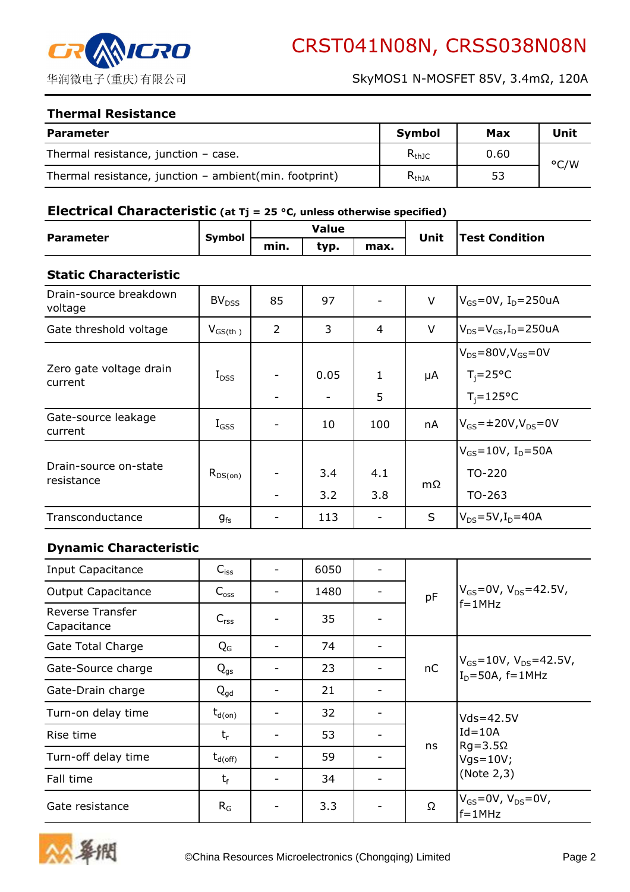## Thermal Resistance

| Parameter | Symbol | Max | Unit |
|---|---|---|---|
| Thermal resistance, junction – case. | $R_{thJC}$ | 0.60 | °C/W |
| Thermal resistance, junction – ambient(min. footprint) | $R_{thJA}$ | 53 | °C/W |

## Electrical Characteristic (at Tj = 25 °C, unless otherwise specified)

| Parameter | Symbol | Value | | | Unit | Test Condition |
|---|---|---|---|---|---|---|
| | | min. | typ. | max. | | |
| **Static Characteristic** | | | | | | |
| Drain-source breakdown voltage | $BV_{DSS}$ | 85 | 97 | - | V | $V_{GS}$=0V, $I_D$=250uA |
| Gate threshold voltage | $V_{GS(th)}$ | 2 | 3 | 4 | V | $V_{DS}$=$V_{GS}$,$I_D$=250uA |
| Zero gate voltage drain current | $I_{DSS}$ | - | 0.05 | 1 | μA | $V_{DS}$=80V,$V_{GS}$=0V, $T_j$=25°C |
| | | - | - | 5 | μA | $T_j$=125°C |
| Gate-source leakage current | $I_{GSS}$ | - | 10 | 100 | nA | $V_{GS}$=±20V,$V_{DS}$=0V |
| Drain-source on-state resistance | $R_{DS(on)}$ | - | 3.4 | 4.1 | mΩ | $V_{GS}$=10V, $I_D$=50A, TO-220 |
| | | - | 3.2 | 3.8 | mΩ | TO-263 |
| Transconductance | $g_{fs}$ | - | 113 | - | S | $V_{DS}$=5V,$I_D$=40A |
| **Dynamic Characteristic** | | | | | | |
| Input Capacitance | $C_{iss}$ | - | 6050 | - | pF | $V_{GS}$=0V, $V_{DS}$=42.5V, f=1MHz |
| Output Capacitance | $C_{oss}$ | - | 1480 | - | pF | |
| Reverse Transfer Capacitance | $C_{rss}$ | - | 35 | - | pF | |
| Gate Total Charge | $Q_G$ | - | 74 | - | nC | $V_{GS}$=10V, $V_{DS}$=42.5V, $I_D$=50A, f=1MHz |
| Gate-Source charge | $Q_{gs}$ | - | 23 | - | nC | |
| Gate-Drain charge | $Q_{gd}$ | - | 21 | - | nC | |
| Turn-on delay time | $t_{d(on)}$ | - | 32 | - | ns | Vds=42.5V Id=10A Rg=3.5Ω Vgs=10V; (Note 2,3) |
| Rise time | $t_r$ | - | 53 | - | ns | |
| Turn-off delay time | $t_{d(off)}$ | - | 59 | - | ns | |
| Fall time | $t_f$ | - | 34 | - | ns | |
| Gate resistance | $R_G$ | - | 3.3 | - | Ω | $V_{GS}$=0V, $V_{DS}$=0V, f=1MHz |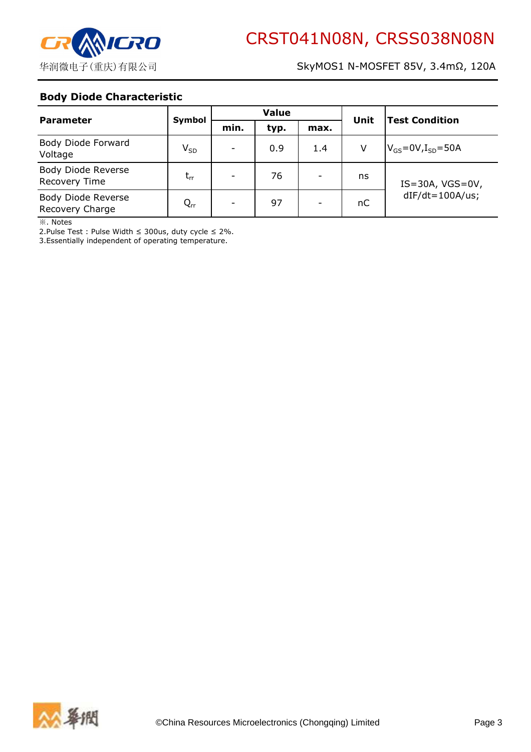### Body Diode Characteristic

| Parameter | Symbol | Value | | | Unit | Test Condition |
|---|---|---|---|---|---|---|
| | | min. | typ. | max. | | |
| Body Diode Forward Voltage | $V_{SD}$ | - | 0.9 | 1.4 | V | $V_{GS}$=0V,$I_{SD}$=50A |
| Body Diode Reverse Recovery Time | $t_{rr}$ | - | 76 | - | ns | IS=30A, VGS=0V, dIF/dt=100A/us; |
| Body Diode Reverse Recovery Charge | $Q_{rr}$ | - | 97 | - | nC | |

※. Notes

2.Pulse Test : Pulse Width ≤ 300us, duty cycle ≤ 2%.

3.Essentially independent of operating temperature.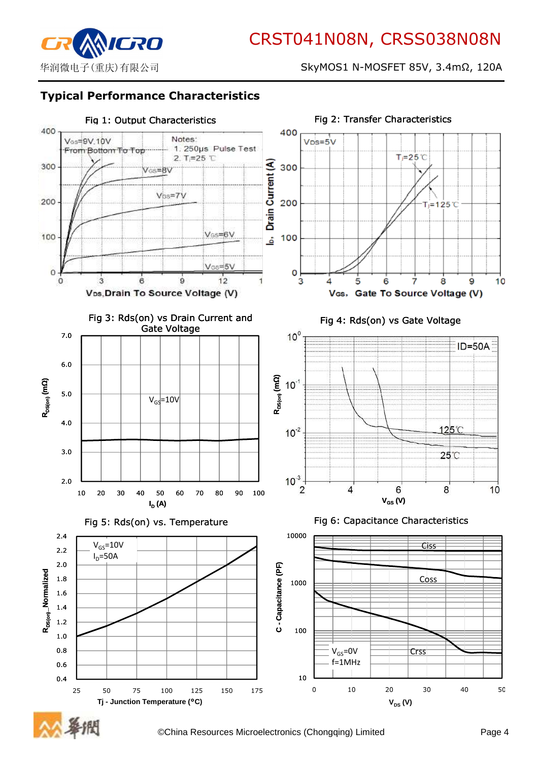## Typical Performance Characteristics

Fig 1: Output Characteristics

$V_{GS}$=9V,10V
From Bottom To Top

Notes:
1. 250μs Pulse Test
2. $T_j$=25 ℃

$V_{GS}$=8V
$V_{GS}$=7V
$V_{GS}$=6V
$V_{GS}$=5V

$V_{DS}$,Drain To Source Voltage (V)

Fig 2: Transfer Characteristics

$V_{DS}$=5V
$T_j$=25℃
$T_j$=125℃

$I_D$, Drain Current (A)

$V_{GS}$, Gate To Source Voltage (V)

Fig 3: Rds(on) vs Drain Current and Gate Voltage

$V_{GS}$=10V

$R_{DS(on)}$ (mΩ)

$I_D$ (A)

Fig 4: Rds(on) vs Gate Voltage

ID=50A
125℃
25℃

$R_{DS(on)}$ (mΩ)

$V_{GS}$ (V)

Fig 5: Rds(on) vs. Temperature

$V_{GS}$=10V
$I_D$=50A

$R_{DS(on)}$_Normalized

Tj - Junction Temperature (°C)

Fig 6: Capacitance Characteristics

Ciss
Coss
Crss
$V_{GS}$=0V
f=1MHz

C - Capacitance (PF)

$V_{DS}$ (V)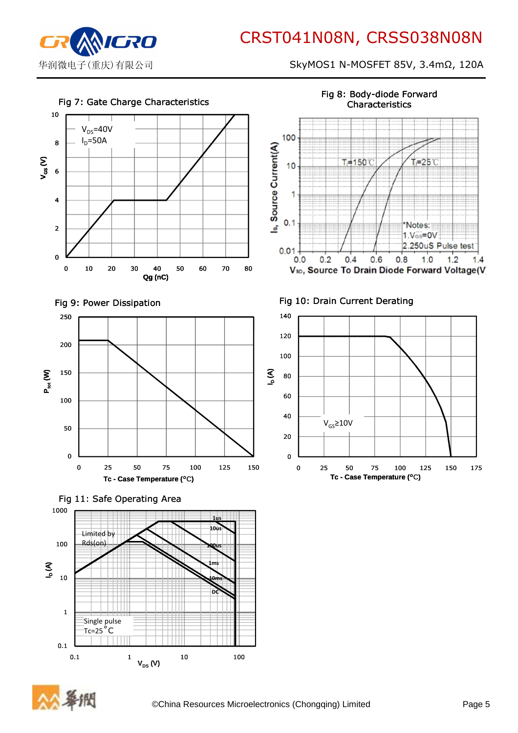Fig 7: Gate Charge Characteristics

$V_{DS}$=40V
$I_D$=50A

$V_{GS}$ (V)

Qg (nC)

Fig 8: Body-diode Forward Characteristics

$T_j$=150℃

$T_j$=25℃

*Notes:
1.$V_{GS}$=0V
2.250uS Pulse test

$I_S$, Source Current(A)

$V_{SD}$, Source To Drain Diode Forward Voltage(V)

Fig 9: Power Dissipation

$P_{tot}$ (W)

Tc - Case Temperature (°C)

Fig 10: Drain Current Derating

$V_{GS}$≥10V

$I_D$ (A)

Tc - Case Temperature (°C)

Fig 11: Safe Operating Area

Limited by Rds(on)

1us
10us
100us
1ms
10ms
DC

Single pulse
Tc=25°C

$I_D$ (A)

$V_{DS}$ (V)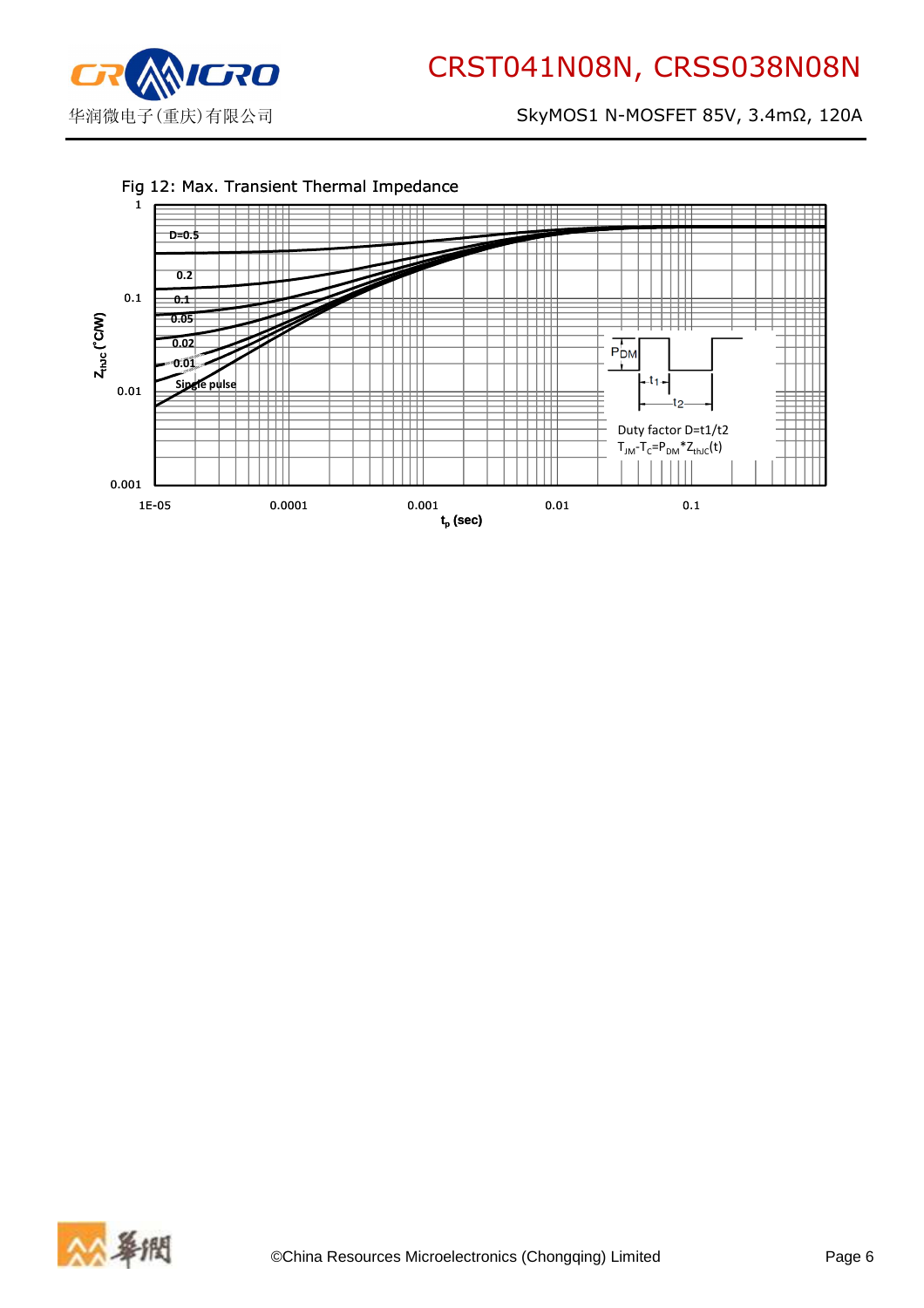Fig 12: Max. Transient Thermal Impedance

$Z_{thJC}$ (°C/W)

D=0.5

0.2

0.1

0.05

0.02

0.01

Single pulse

$P_{DM}$

$t_1$

$t_2$

Duty factor D=t1/t2

$T_{JM}-T_C=P_{DM}*Z_{thJC}(t)$

$t_p$ (sec)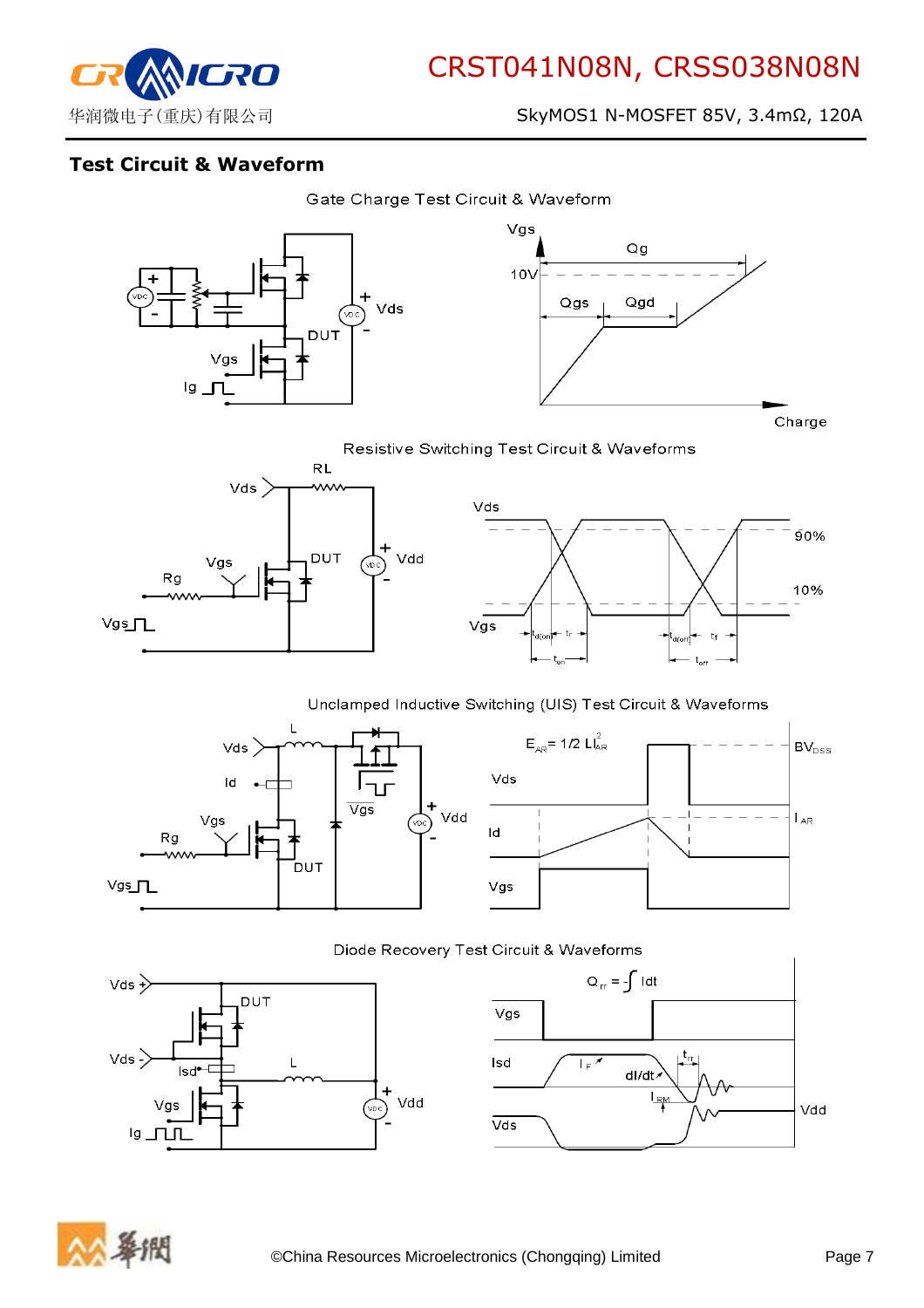## Test Circuit & Waveform

Gate Charge Test Circuit & Waveform

Resistive Switching Test Circuit & Waveforms

Unclamped Inductive Switching (UIS) Test Circuit & Waveforms

Diode Recovery Test Circuit & Waveforms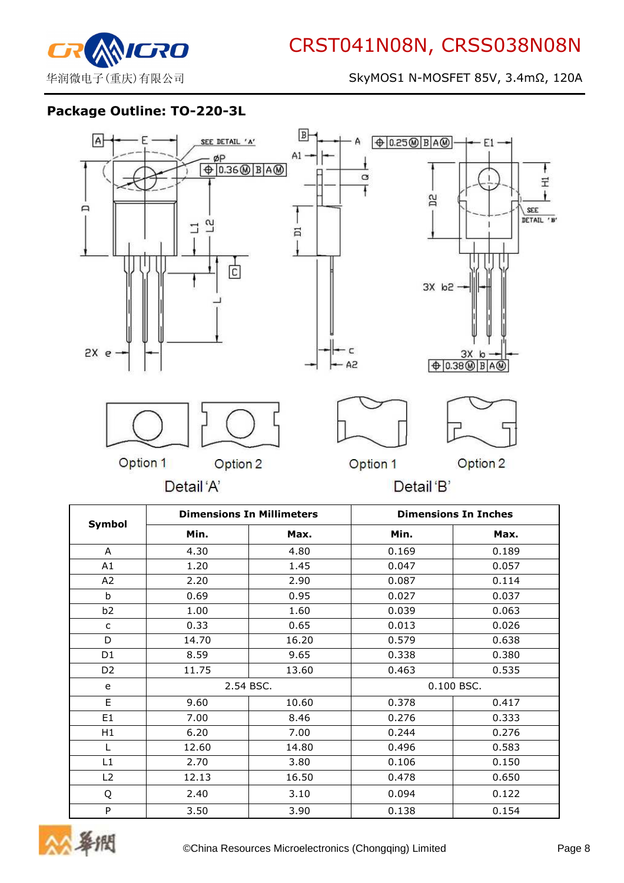## Package Outline: TO-220-3L

Option 1 Option 2

Detail 'A'

Option 1 Option 2

Detail 'B'

| Symbol | Dimensions In Millimeters | | Dimensions In Inches | |
|---|---|---|---|---|
| | Min. | Max. | Min. | Max. |
| A | 4.30 | 4.80 | 0.169 | 0.189 |
| A1 | 1.20 | 1.45 | 0.047 | 0.057 |
| A2 | 2.20 | 2.90 | 0.087 | 0.114 |
| b | 0.69 | 0.95 | 0.027 | 0.037 |
| b2 | 1.00 | 1.60 | 0.039 | 0.063 |
| c | 0.33 | 0.65 | 0.013 | 0.026 |
| D | 14.70 | 16.20 | 0.579 | 0.638 |
| D1 | 8.59 | 9.65 | 0.338 | 0.380 |
| D2 | 11.75 | 13.60 | 0.463 | 0.535 |
| e | 2.54 BSC. | | 0.100 BSC. | |
| E | 9.60 | 10.60 | 0.378 | 0.417 |
| E1 | 7.00 | 8.46 | 0.276 | 0.333 |
| H1 | 6.20 | 7.00 | 0.244 | 0.276 |
| L | 12.60 | 14.80 | 0.496 | 0.583 |
| L1 | 2.70 | 3.80 | 0.106 | 0.150 |
| L2 | 12.13 | 16.50 | 0.478 | 0.650 |
| Q | 2.40 | 3.10 | 0.094 | 0.122 |
| P | 3.50 | 3.90 | 0.138 | 0.154 |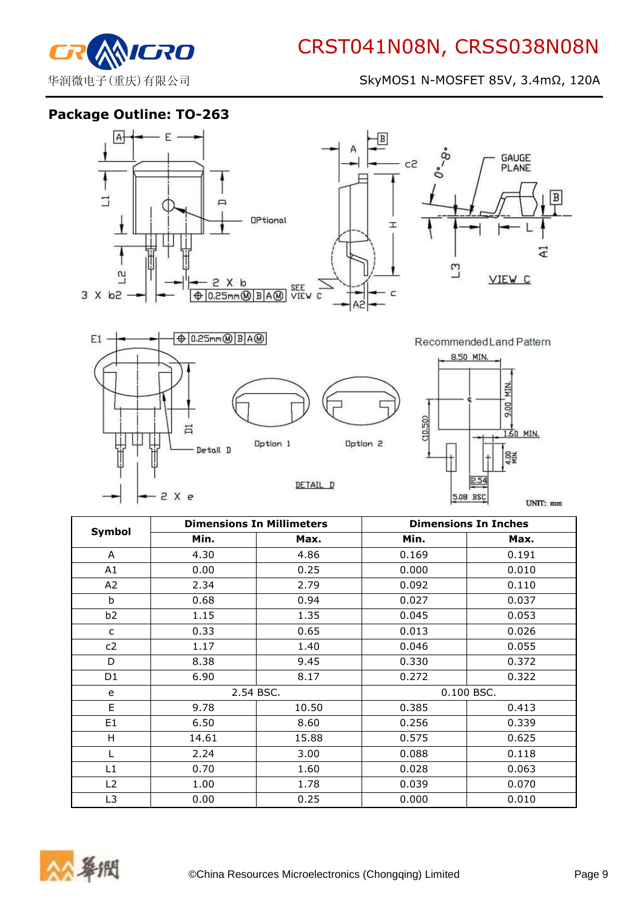## Package Outline: TO-263

| Symbol | Dimensions In Millimeters | | Dimensions In Inches | |
|---|---|---|---|---|
| | Min. | Max. | Min. | Max. |
| A | 4.30 | 4.86 | 0.169 | 0.191 |
| A1 | 0.00 | 0.25 | 0.000 | 0.010 |
| A2 | 2.34 | 2.79 | 0.092 | 0.110 |
| b | 0.68 | 0.94 | 0.027 | 0.037 |
| b2 | 1.15 | 1.35 | 0.045 | 0.053 |
| c | 0.33 | 0.65 | 0.013 | 0.026 |
| c2 | 1.17 | 1.40 | 0.046 | 0.055 |
| D | 8.38 | 9.45 | 0.330 | 0.372 |
| D1 | 6.90 | 8.17 | 0.272 | 0.322 |
| e | 2.54 BSC. | | 0.100 BSC. | |
| E | 9.78 | 10.50 | 0.385 | 0.413 |
| E1 | 6.50 | 8.60 | 0.256 | 0.339 |
| H | 14.61 | 15.88 | 0.575 | 0.625 |
| L | 2.24 | 3.00 | 0.088 | 0.118 |
| L1 | 0.70 | 1.60 | 0.028 | 0.063 |
| L2 | 1.00 | 1.78 | 0.039 | 0.070 |
| L3 | 0.00 | 0.25 | 0.000 | 0.010 |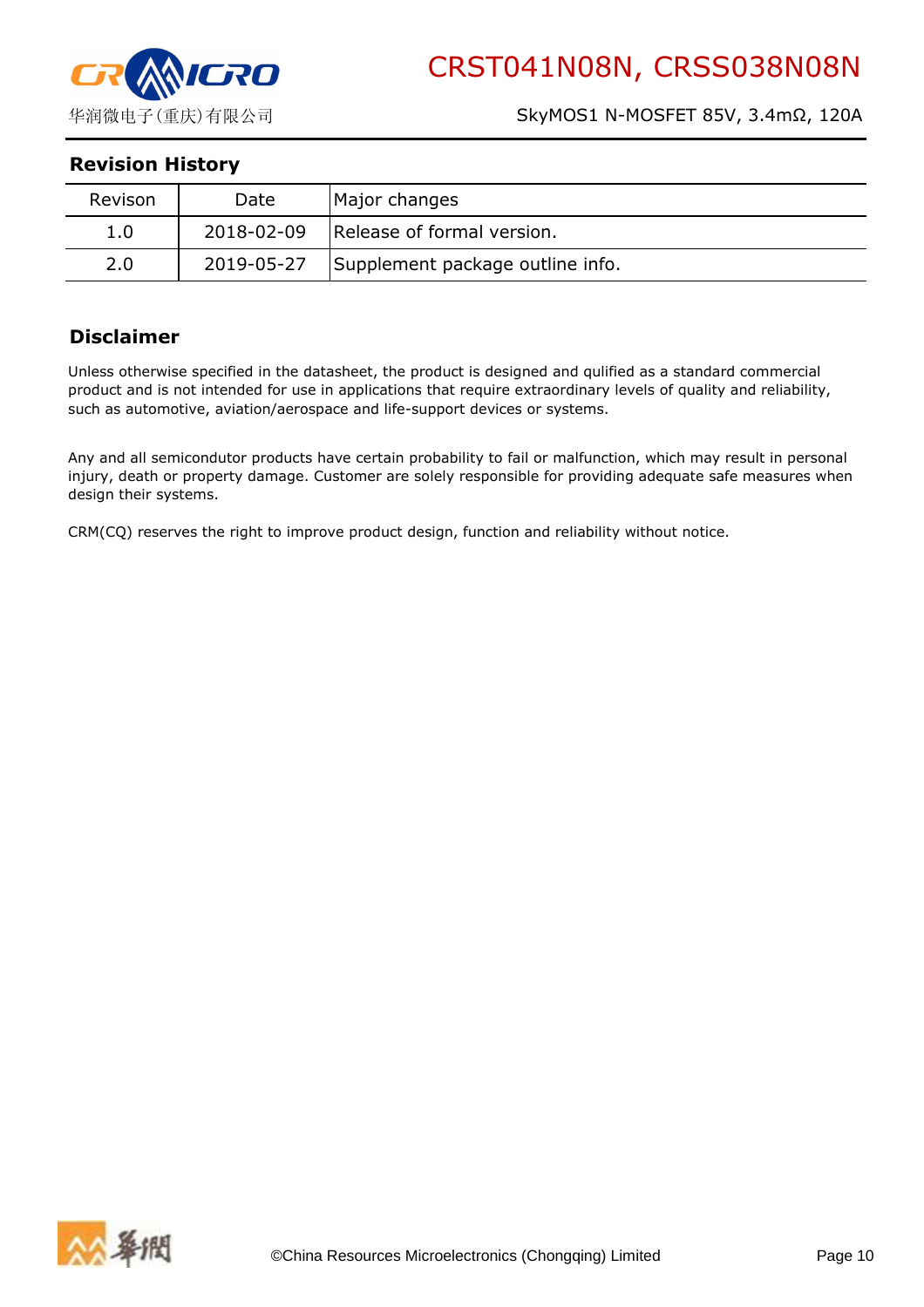## Revision History

| Revison | Date | Major changes |
|---|---|---|
| 1.0 | 2018-02-09 | Release of formal version. |
| 2.0 | 2019-05-27 | Supplement package outline info. |

## Disclaimer

Unless otherwise specified in the datasheet, the product is designed and qulified as a standard commercial product and is not intended for use in applications that require extraordinary levels of quality and reliability, such as automotive, aviation/aerospace and life-support devices or systems.

Any and all semicondutor products have certain probability to fail or malfunction, which may result in personal injury, death or property damage. Customer are solely responsible for providing adequate safe measures when design their systems.

CRM(CQ) reserves the right to improve product design, function and reliability without notice.